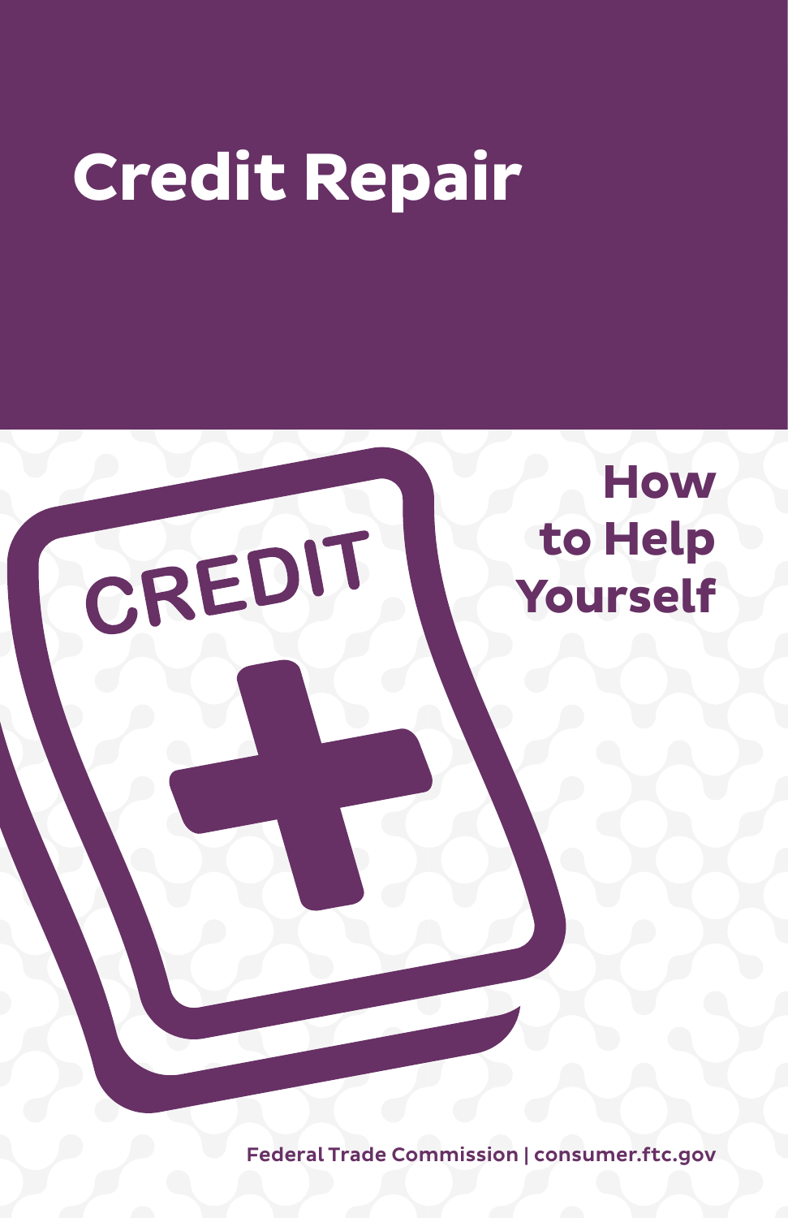# Credit Repair

## How to Help Yourself

Federal Trade Commission | consumer.ftc.gov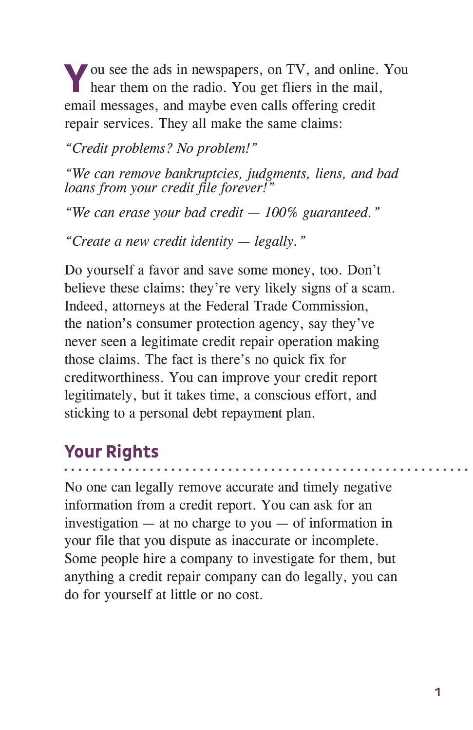You see the ads in newspapers, on TV, and online. You hear them on the radio. You get fliers in the mail, email messages, and maybe even calls offering credit repair services. They all make the same claims:

*"Credit problems? No problem!"*

*"We can remove bankruptcies, judgments, liens, and bad loans from your credit file forever!"*

*"We can erase your bad credit — 100% guaranteed."*

*"Create a new credit identity — legally."*

Do yourself a favor and save some money, too. Don't believe these claims: they're very likely signs of a scam. Indeed, attorneys at the Federal Trade Commission, the nation's consumer protection agency, say they've never seen a legitimate credit repair operation making those claims. The fact is there's no quick fix for creditworthiness. You can improve your credit report legitimately, but it takes time, a conscious effort, and sticking to a personal debt repayment plan.

## Your Rights

No one can legally remove accurate and timely negative information from a credit report. You can ask for an investigation — at no charge to you — of information in your file that you dispute as inaccurate or incomplete. Some people hire a company to investigate for them, but anything a credit repair company can do legally, you can do for yourself at little or no cost.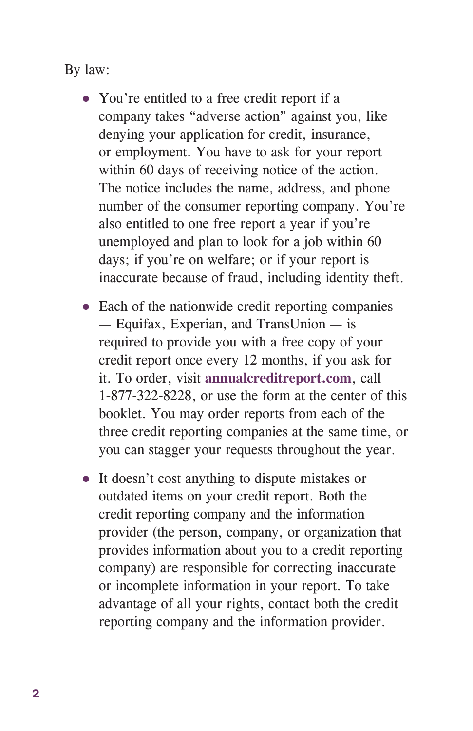By law:

- You're entitled to a free credit report if a company takes "adverse action" against you, like denying your application for credit, insurance, or employment. You have to ask for your report within 60 days of receiving notice of the action. The notice includes the name, address, and phone number of the consumer reporting company. You're also entitled to one free report a year if you're unemployed and plan to look for a job within 60 days; if you're on welfare; or if your report is inaccurate because of fraud, including identity theft.

- Each of the nationwide credit reporting companies — Equifax, Experian, and TransUnion — is required to provide you with a free copy of your credit report once every 12 months, if you ask for it. To order, visit **annualcreditreport.com**, call 1-877-322-8228, or use the form at the center of this booklet. You may order reports from each of the three credit reporting companies at the same time, or you can stagger your requests throughout the year.

- It doesn't cost anything to dispute mistakes or outdated items on your credit report. Both the credit reporting company and the information provider (the person, company, or organization that provides information about you to a credit reporting company) are responsible for correcting inaccurate or incomplete information in your report. To take advantage of all your rights, contact both the credit reporting company and the information provider.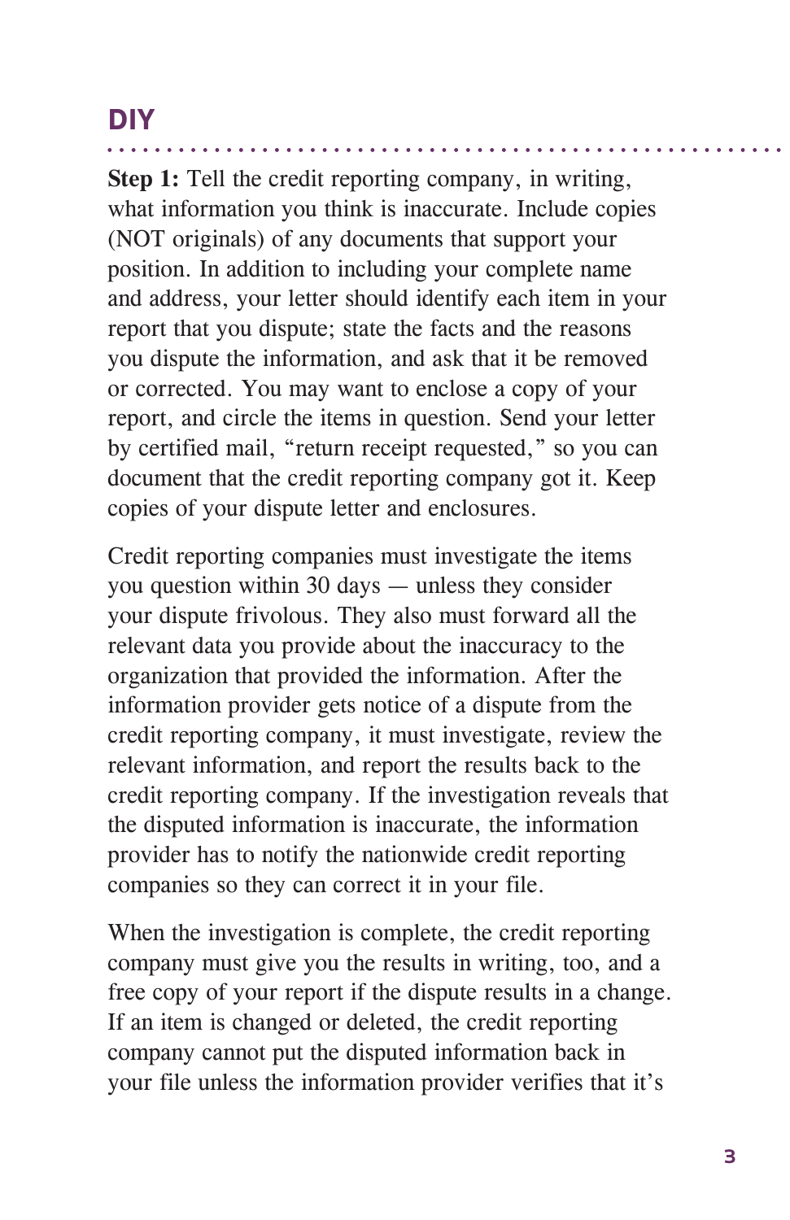## DIY

**Step 1:** Tell the credit reporting company, in writing, what information you think is inaccurate. Include copies (NOT originals) of any documents that support your position. In addition to including your complete name and address, your letter should identify each item in your report that you dispute; state the facts and the reasons you dispute the information, and ask that it be removed or corrected. You may want to enclose a copy of your report, and circle the items in question. Send your letter by certified mail, "return receipt requested," so you can document that the credit reporting company got it. Keep copies of your dispute letter and enclosures.

Credit reporting companies must investigate the items you question within 30 days — unless they consider your dispute frivolous. They also must forward all the relevant data you provide about the inaccuracy to the organization that provided the information. After the information provider gets notice of a dispute from the credit reporting company, it must investigate, review the relevant information, and report the results back to the credit reporting company. If the investigation reveals that the disputed information is inaccurate, the information provider has to notify the nationwide credit reporting companies so they can correct it in your file.

When the investigation is complete, the credit reporting company must give you the results in writing, too, and a free copy of your report if the dispute results in a change. If an item is changed or deleted, the credit reporting company cannot put the disputed information back in your file unless the information provider verifies that it's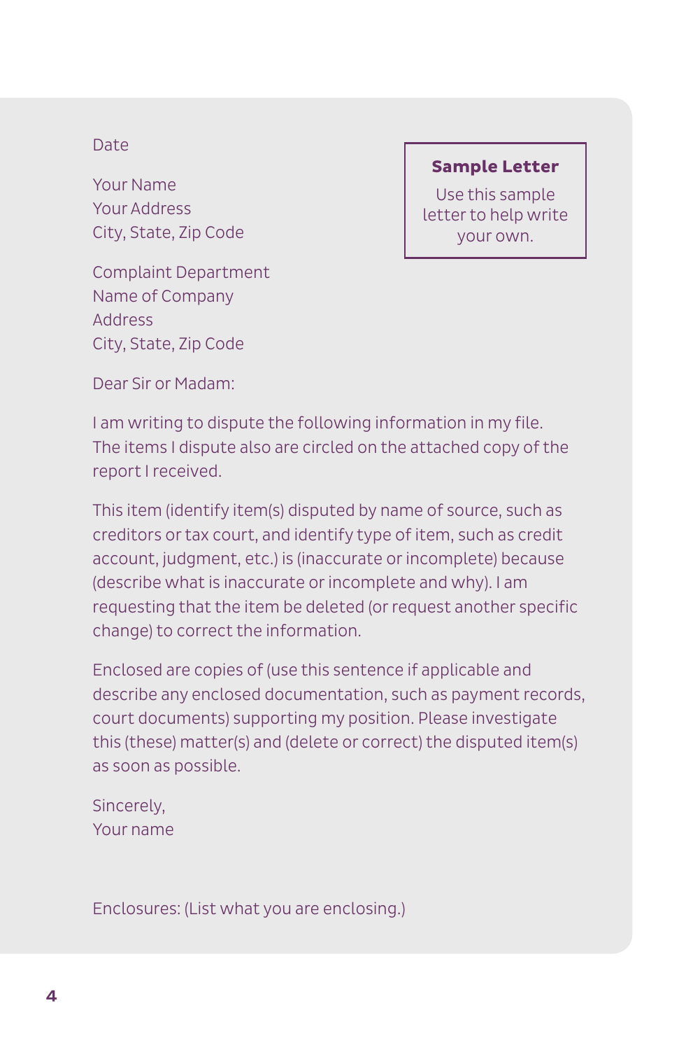**Sample Letter**

Use this sample letter to help write your own.

Date

Your Name
Your Address
City, State, Zip Code

Complaint Department
Name of Company
Address
City, State, Zip Code

Dear Sir or Madam:

I am writing to dispute the following information in my file. The items I dispute also are circled on the attached copy of the report I received.

This item (identify item(s) disputed by name of source, such as creditors or tax court, and identify type of item, such as credit account, judgment, etc.) is (inaccurate or incomplete) because (describe what is inaccurate or incomplete and why). I am requesting that the item be deleted (or request another specific change) to correct the information.

Enclosed are copies of (use this sentence if applicable and describe any enclosed documentation, such as payment records, court documents) supporting my position. Please investigate this (these) matter(s) and (delete or correct) the disputed item(s) as soon as possible.

Sincerely,
Your name

Enclosures: (List what you are enclosing.)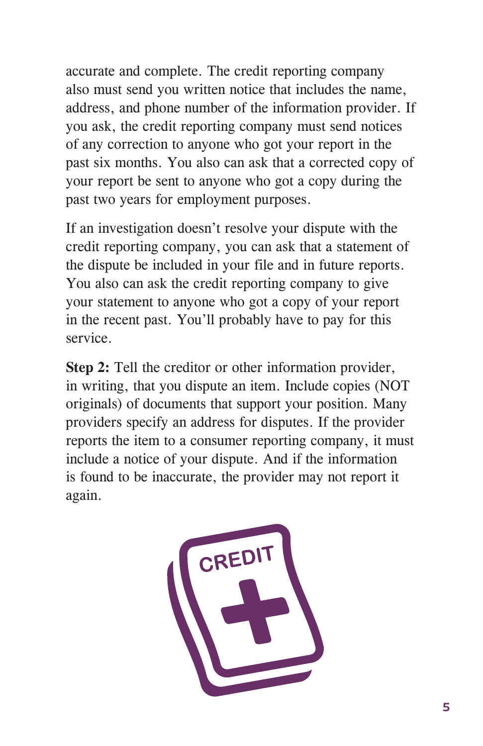accurate and complete. The credit reporting company also must send you written notice that includes the name, address, and phone number of the information provider. If you ask, the credit reporting company must send notices of any correction to anyone who got your report in the past six months. You also can ask that a corrected copy of your report be sent to anyone who got a copy during the past two years for employment purposes.

If an investigation doesn't resolve your dispute with the credit reporting company, you can ask that a statement of the dispute be included in your file and in future reports. You also can ask the credit reporting company to give your statement to anyone who got a copy of your report in the recent past. You'll probably have to pay for this service.

**Step 2:** Tell the creditor or other information provider, in writing, that you dispute an item. Include copies (NOT originals) of documents that support your position. Many providers specify an address for disputes. If the provider reports the item to a consumer reporting company, it must include a notice of your dispute. And if the information is found to be inaccurate, the provider may not report it again.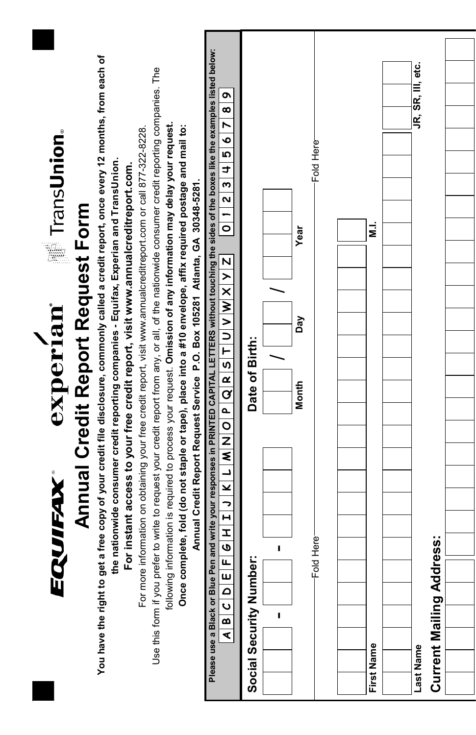EQUIFAX® experian® TransUnion®

# Annual Credit Report Request Form

**You have the right to get a free copy of your credit file disclosure, commonly called a credit report, once every 12 months, from each of the nationwide consumer credit reporting companies - Equifax, Experian and TransUnion.**

**For instant access to your free credit report, visit www.annualcreditreport.com.**

For more information on obtaining your free credit report, visit www.annualcreditreport.com or call 877-322-8228.

Use this form if you prefer to write to request your credit report from any, or all, of the nationwide consumer credit reporting companies. The following information is required to process your request. **Omission of any information may delay your request.**

**Once complete, fold (do not staple or tape), place into a #10 envelope, affix required postage and mail to:**

**Annual Credit Report Request Service P.O. Box 105281 Atlanta, GA 30348-5281.**

**Please use a Black or Blue Pen and write your responses in PRINTED CAPITAL LETTERS without touching the sides of the boxes like the examples listed below:**

A B C D E F G H I J K L M N O P Q R S T U V W X Y Z 0 1 2 3 4 5 6 7 8 9

**Social Security Number:** ___ ___ ___ - ___ ___ - ___ ___ ___ ___

**Date of Birth:** ___ ___ / ___ ___ / ___ ___ ___ ___

Month Day Year

Fold Here

Fold Here

First Name

M.I.

Last Name

JR, SR, III, etc.

## Current Mailing Address: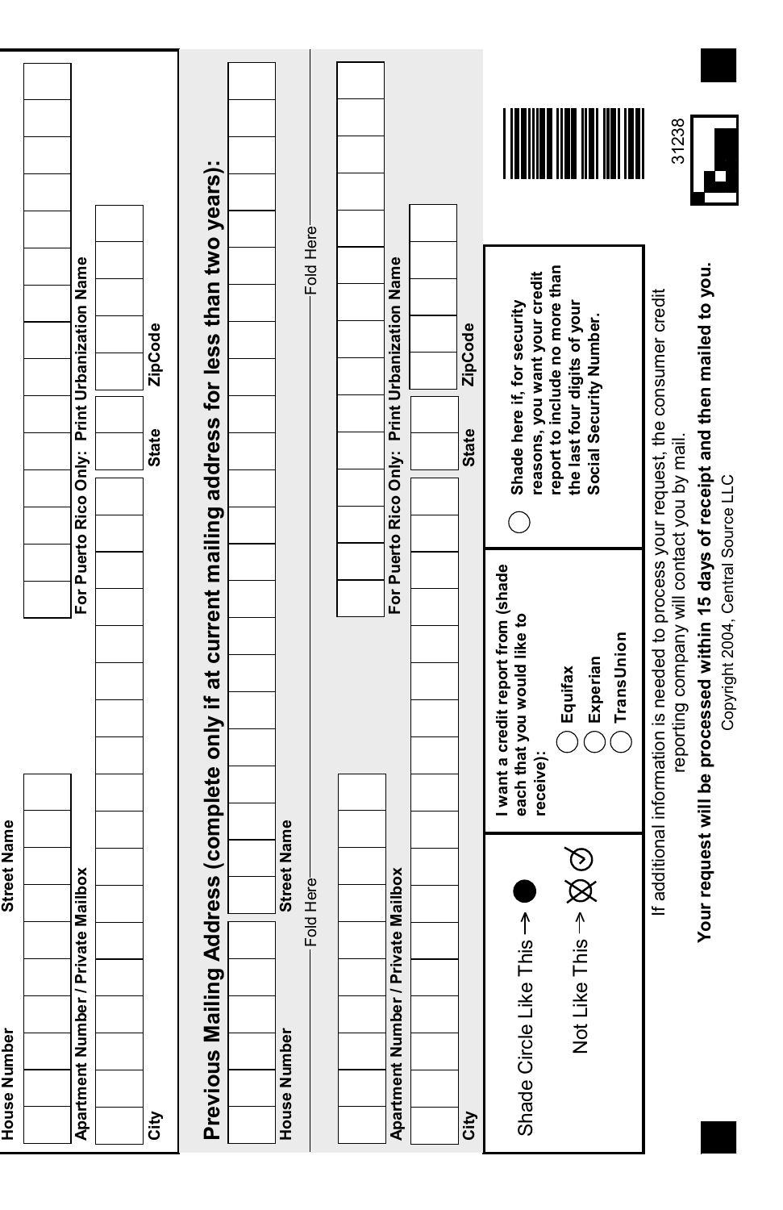House Number

Street Name

Apartment Number / Private Mailbox

For Puerto Rico Only: Print Urbanization Name

City

State

ZipCode

## Previous Mailing Address (complete only if at current mailing address for less than two years):

House Number

Street Name

Fold Here

Fold Here

Apartment Number / Private Mailbox

For Puerto Rico Only: Print Urbanization Name

City

State

ZipCode

Shade Circle Like This → ●

Not Like This → ⊗ ✓

**I want a credit report from (shade each that you would like to receive):**

- ◯ **Equifax**
- ◯ **Experian**
- ◯ **TransUnion**

◯ **Shade here if, for security reasons, you want your credit report to include no more than the last four digits of your Social Security Number.**

If additional information is needed to process your request, the consumer credit reporting company will contact you by mail.

**Your request will be processed within 15 days of receipt and then mailed to you.**

Copyright 2004, Central Source LLC

31238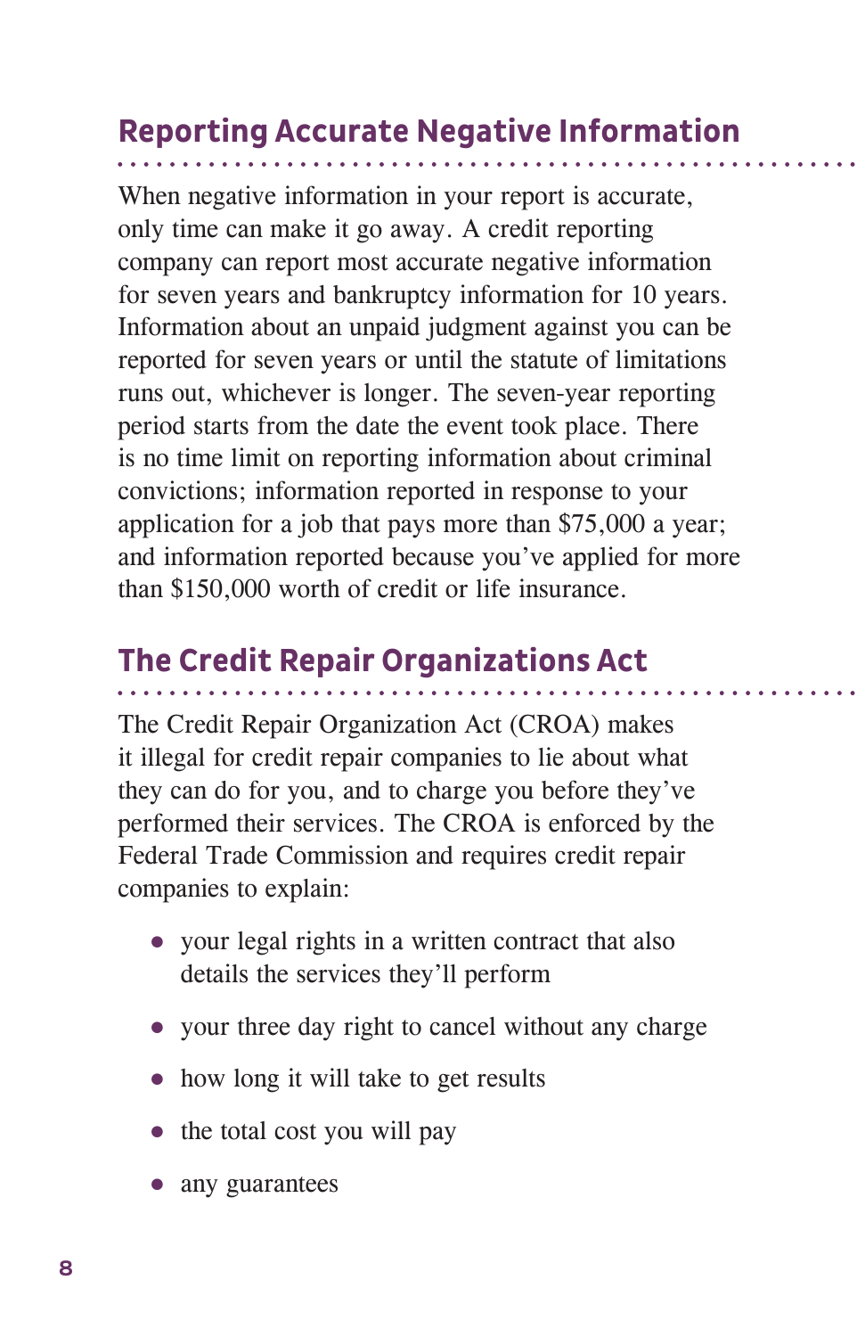## Reporting Accurate Negative Information

When negative information in your report is accurate, only time can make it go away. A credit reporting company can report most accurate negative information for seven years and bankruptcy information for 10 years. Information about an unpaid judgment against you can be reported for seven years or until the statute of limitations runs out, whichever is longer. The seven-year reporting period starts from the date the event took place. There is no time limit on reporting information about criminal convictions; information reported in response to your application for a job that pays more than $75,000 a year; and information reported because you've applied for more than $150,000 worth of credit or life insurance.

## The Credit Repair Organizations Act

The Credit Repair Organization Act (CROA) makes it illegal for credit repair companies to lie about what they can do for you, and to charge you before they've performed their services. The CROA is enforced by the Federal Trade Commission and requires credit repair companies to explain:

- your legal rights in a written contract that also details the services they'll perform
- your three day right to cancel without any charge
- how long it will take to get results
- the total cost you will pay
- any guarantees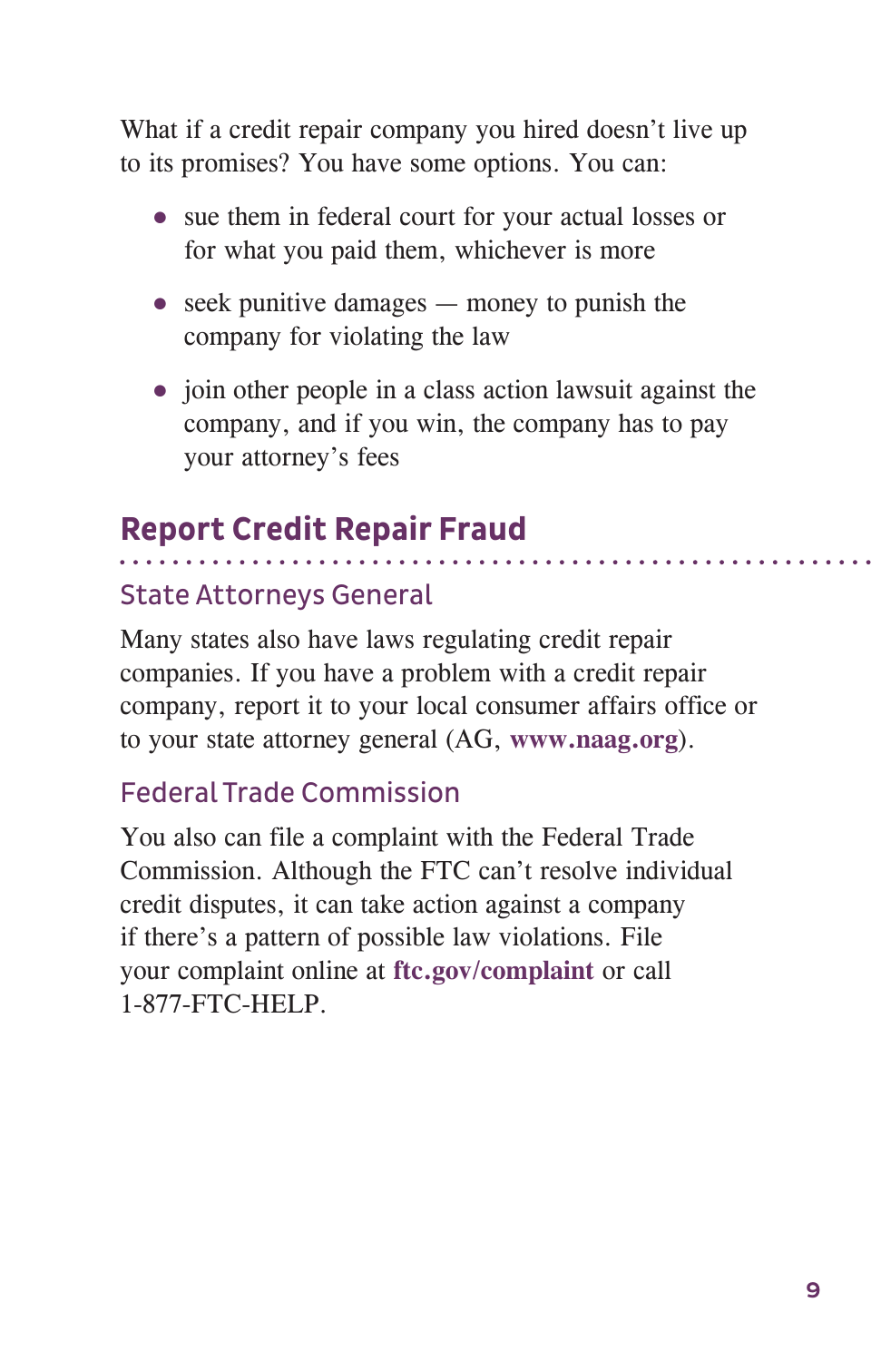What if a credit repair company you hired doesn't live up to its promises? You have some options. You can:

- sue them in federal court for your actual losses or for what you paid them, whichever is more
- seek punitive damages — money to punish the company for violating the law
- join other people in a class action lawsuit against the company, and if you win, the company has to pay your attorney's fees

## Report Credit Repair Fraud

### State Attorneys General

Many states also have laws regulating credit repair companies. If you have a problem with a credit repair company, report it to your local consumer affairs office or to your state attorney general (AG, **www.naag.org**).

### Federal Trade Commission

You also can file a complaint with the Federal Trade Commission. Although the FTC can't resolve individual credit disputes, it can take action against a company if there's a pattern of possible law violations. File your complaint online at **ftc.gov/complaint** or call 1-877-FTC-HELP.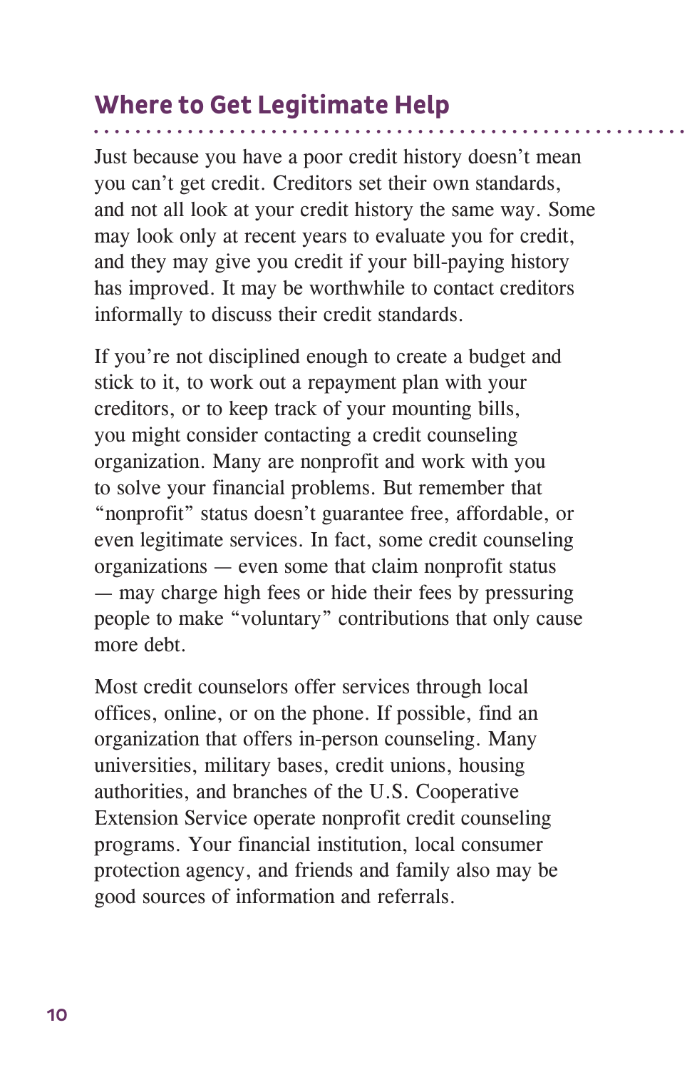## Where to Get Legitimate Help

Just because you have a poor credit history doesn't mean you can't get credit. Creditors set their own standards, and not all look at your credit history the same way. Some may look only at recent years to evaluate you for credit, and they may give you credit if your bill-paying history has improved. It may be worthwhile to contact creditors informally to discuss their credit standards.

If you're not disciplined enough to create a budget and stick to it, to work out a repayment plan with your creditors, or to keep track of your mounting bills, you might consider contacting a credit counseling organization. Many are nonprofit and work with you to solve your financial problems. But remember that "nonprofit" status doesn't guarantee free, affordable, or even legitimate services. In fact, some credit counseling organizations — even some that claim nonprofit status — may charge high fees or hide their fees by pressuring people to make "voluntary" contributions that only cause more debt.

Most credit counselors offer services through local offices, online, or on the phone. If possible, find an organization that offers in-person counseling. Many universities, military bases, credit unions, housing authorities, and branches of the U.S. Cooperative Extension Service operate nonprofit credit counseling programs. Your financial institution, local consumer protection agency, and friends and family also may be good sources of information and referrals.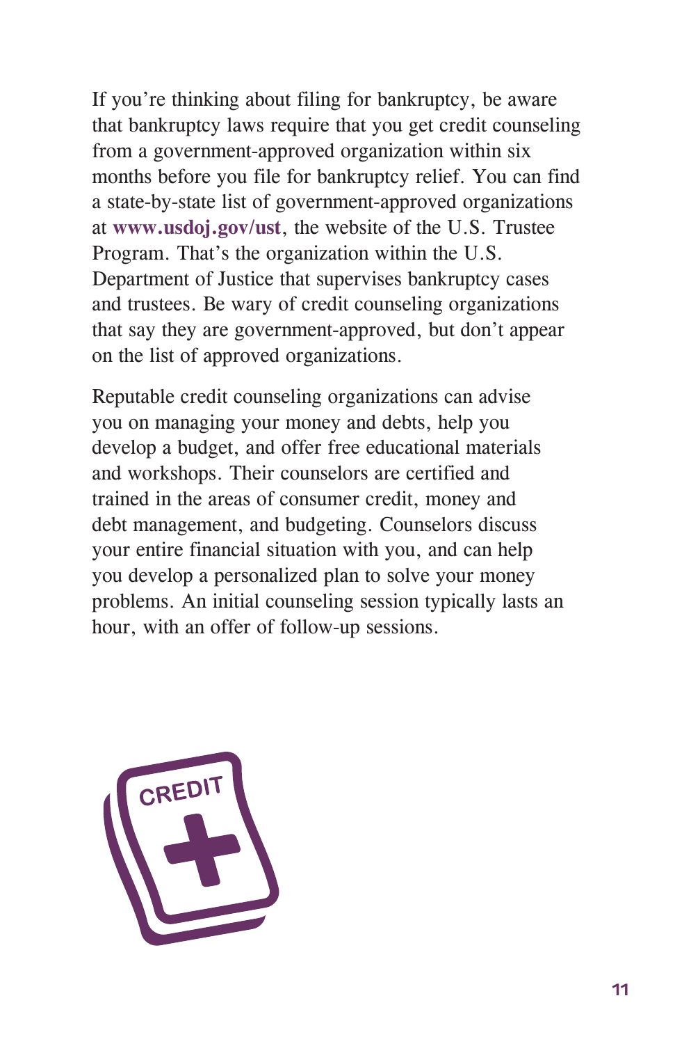If you're thinking about filing for bankruptcy, be aware that bankruptcy laws require that you get credit counseling from a government-approved organization within six months before you file for bankruptcy relief. You can find a state-by-state list of government-approved organizations at **www.usdoj.gov/ust**, the website of the U.S. Trustee Program. That's the organization within the U.S. Department of Justice that supervises bankruptcy cases and trustees. Be wary of credit counseling organizations that say they are government-approved, but don't appear on the list of approved organizations.

Reputable credit counseling organizations can advise you on managing your money and debts, help you develop a budget, and offer free educational materials and workshops. Their counselors are certified and trained in the areas of consumer credit, money and debt management, and budgeting. Counselors discuss your entire financial situation with you, and can help you develop a personalized plan to solve your money problems. An initial counseling session typically lasts an hour, with an offer of follow-up sessions.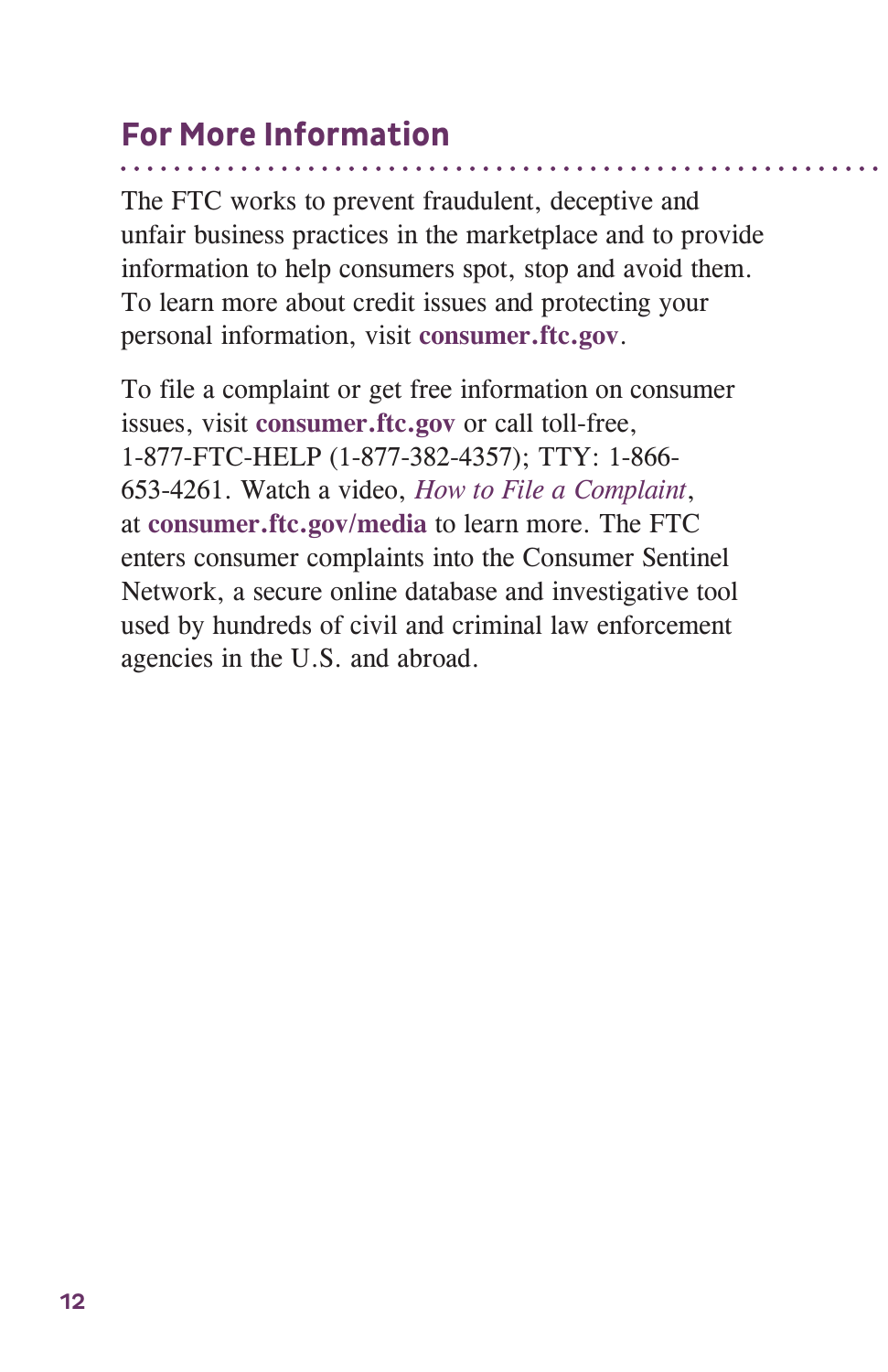## For More Information

The FTC works to prevent fraudulent, deceptive and unfair business practices in the marketplace and to provide information to help consumers spot, stop and avoid them. To learn more about credit issues and protecting your personal information, visit **consumer.ftc.gov**.

To file a complaint or get free information on consumer issues, visit **consumer.ftc.gov** or call toll-free, 1-877-FTC-HELP (1-877-382-4357); TTY: 1-866-653-4261. Watch a video, *How to File a Complaint*, at **consumer.ftc.gov/media** to learn more. The FTC enters consumer complaints into the Consumer Sentinel Network, a secure online database and investigative tool used by hundreds of civil and criminal law enforcement agencies in the U.S. and abroad.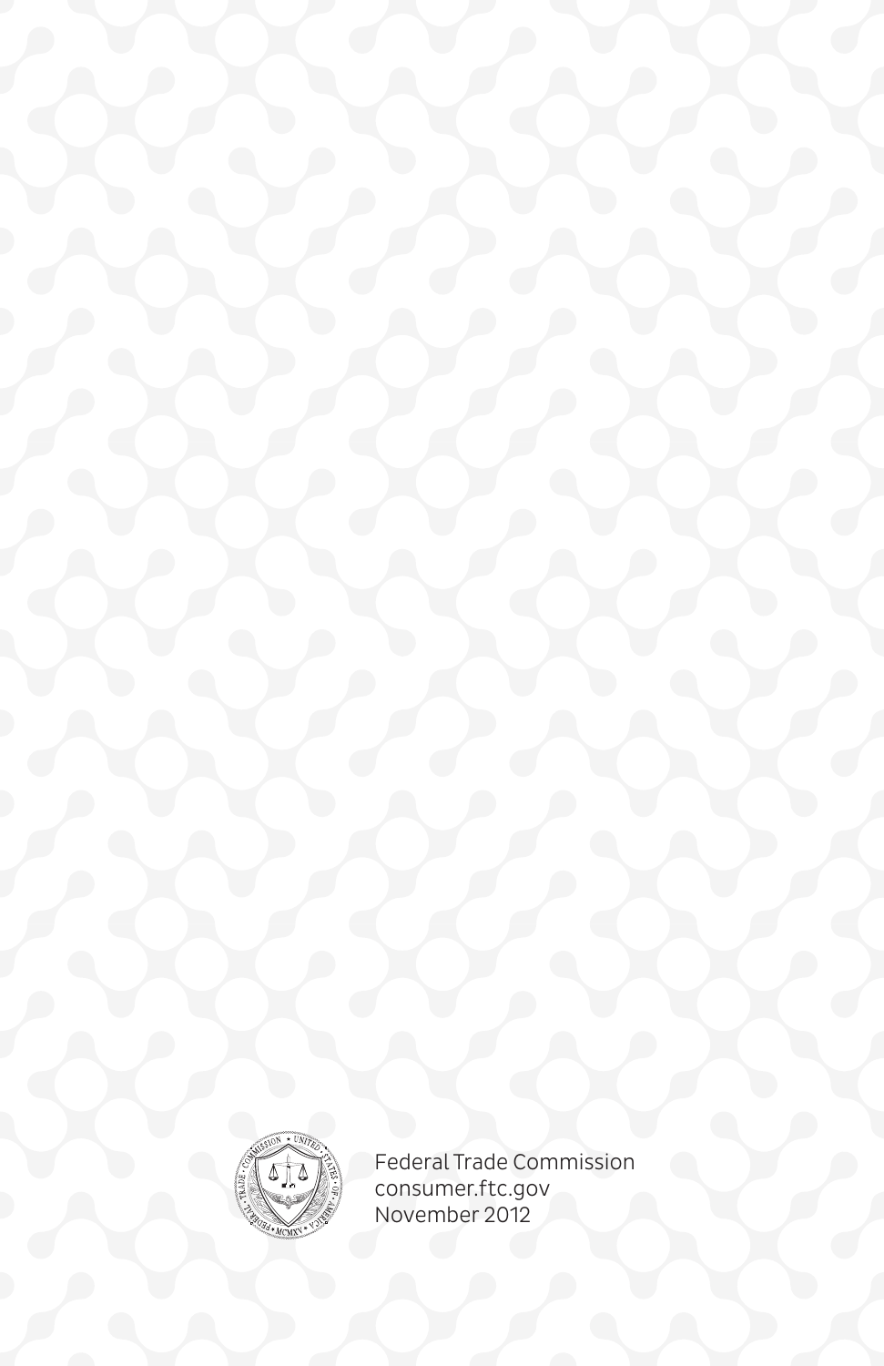Federal Trade Commission
consumer.ftc.gov
November 2012